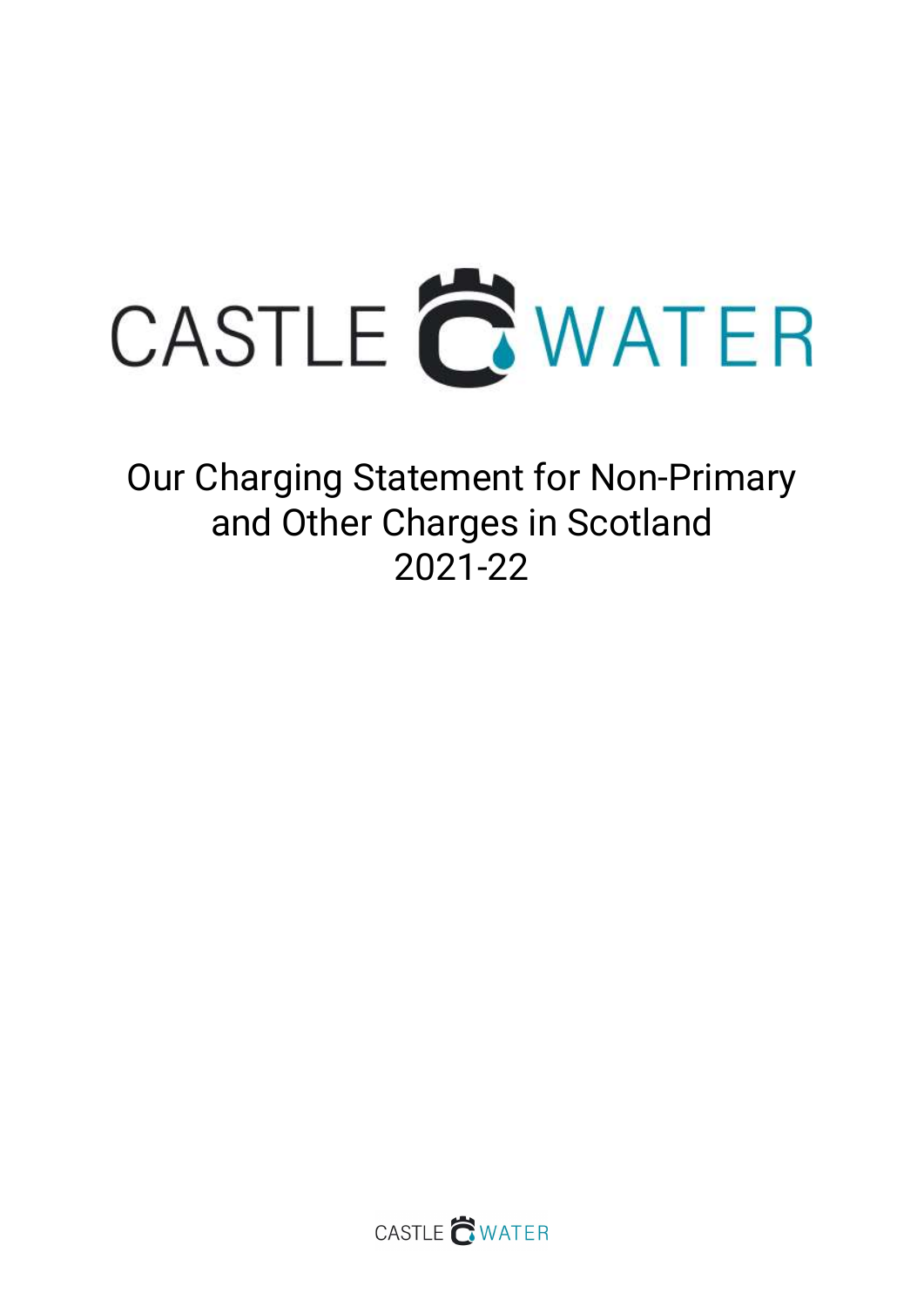# CASTLE WATER

# Our Charging Statement for Non-Primary and Other Charges in Scotland 2021-22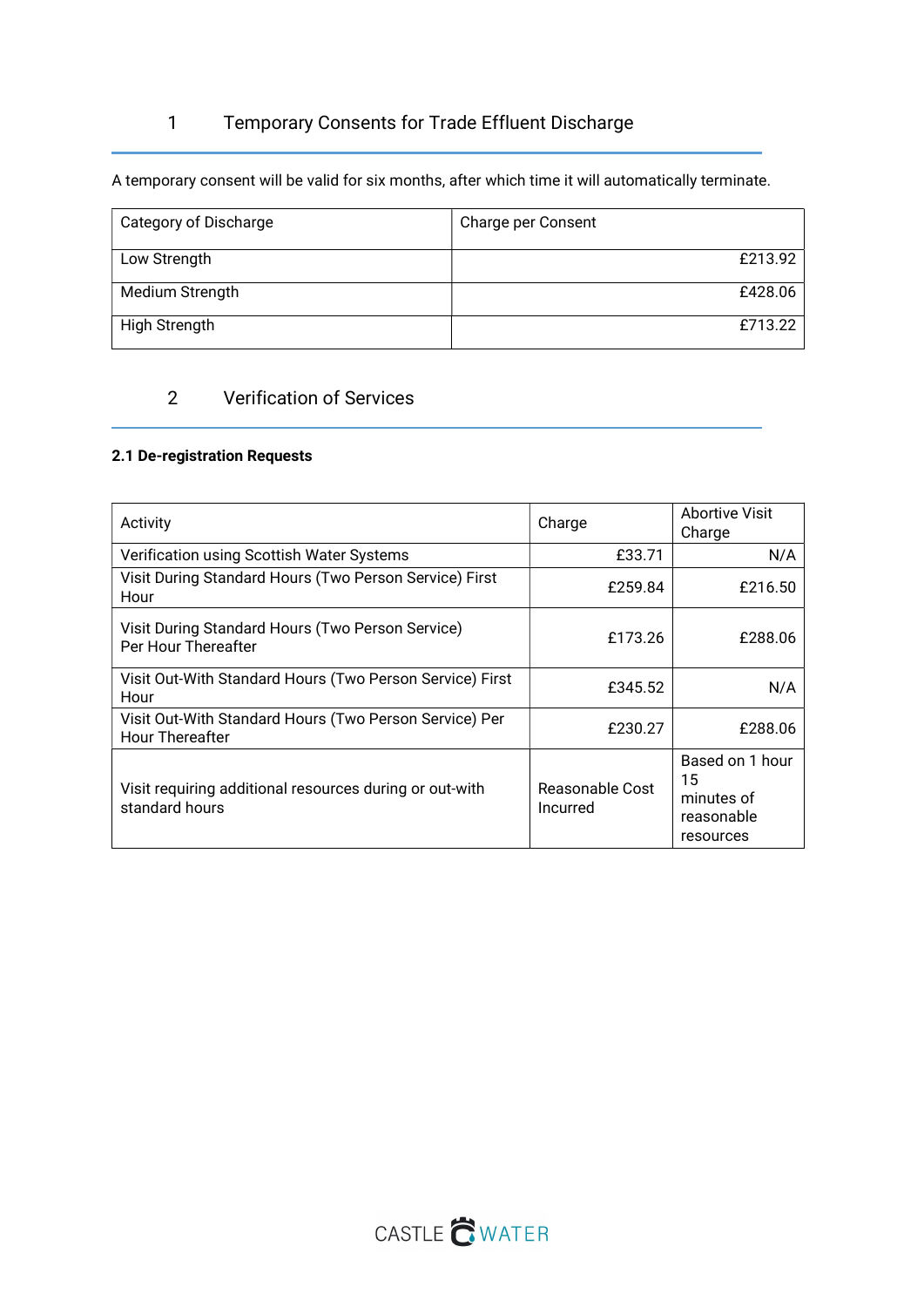## 1 Temporary Consents for Trade Effluent Discharge

A temporary consent will be valid for six months, after which time it will automatically terminate.

| Category of Discharge | Charge per Consent |
|---|---|
| Low Strength | £213.92 |
| Medium Strength | £428.06 |
| High Strength | £713.22 |

## 2 Verification of Services

**2.1 De-registration Requests**

| Activity | Charge | Abortive Visit Charge |
|---|---|---|
| Verification using Scottish Water Systems | £33.71 | N/A |
| Visit During Standard Hours (Two Person Service) First Hour | £259.84 | £216.50 |
| Visit During Standard Hours (Two Person Service) Per Hour Thereafter | £173.26 | £288.06 |
| Visit Out-With Standard Hours (Two Person Service) First Hour | £345.52 | N/A |
| Visit Out-With Standard Hours (Two Person Service) Per Hour Thereafter | £230.27 | £288.06 |
| Visit requiring additional resources during or out-with standard hours | Reasonable Cost Incurred | Based on 1 hour 15 minutes of reasonable resources |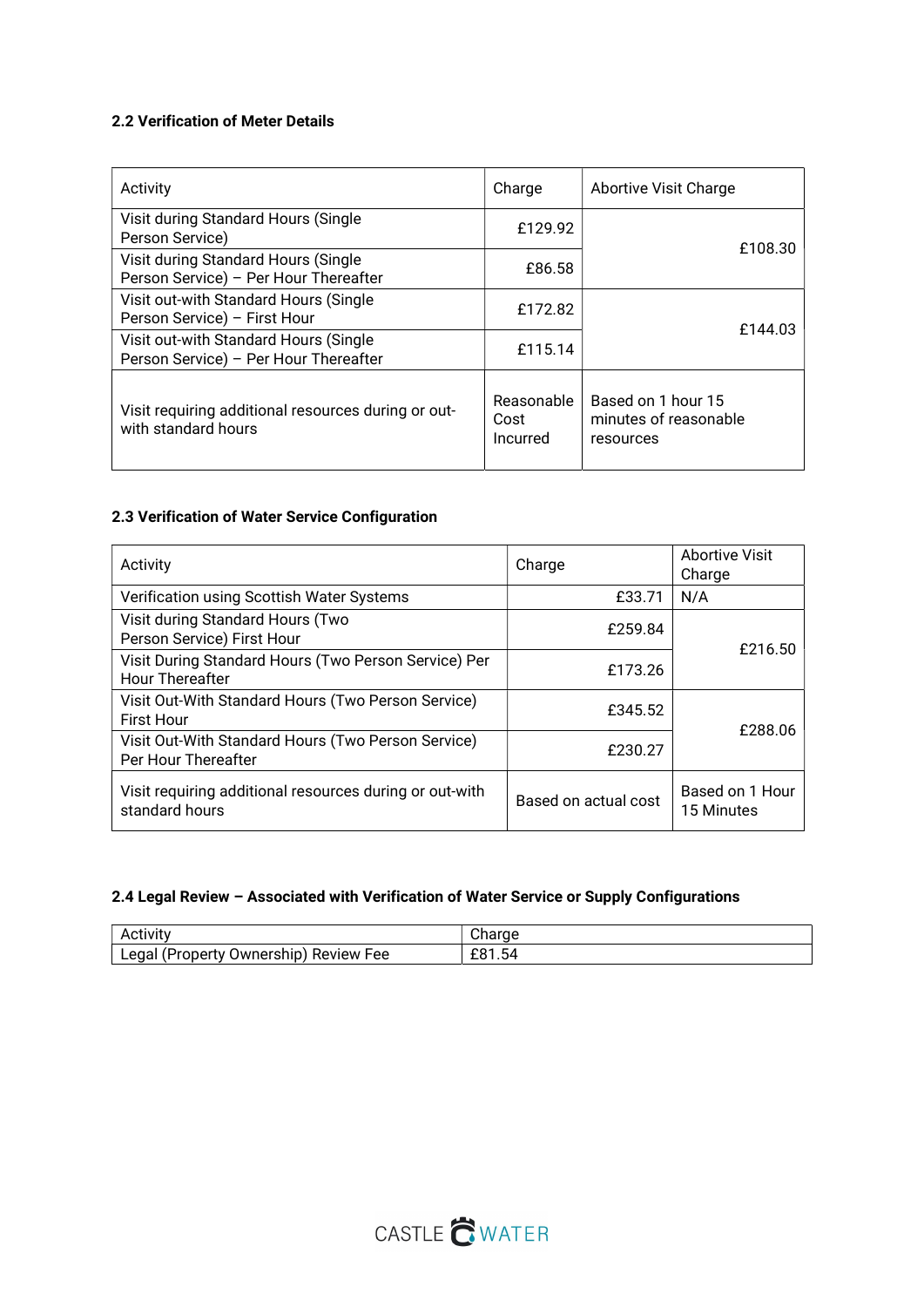**2.2 Verification of Meter Details**

| Activity | Charge | Abortive Visit Charge |
|---|---|---|
| Visit during Standard Hours (Single Person Service) | £129.92 | £108.30 |
| Visit during Standard Hours (Single Person Service) – Per Hour Thereafter | £86.58 | |
| Visit out-with Standard Hours (Single Person Service) – First Hour | £172.82 | £144.03 |
| Visit out-with Standard Hours (Single Person Service) – Per Hour Thereafter | £115.14 | |
| Visit requiring additional resources during or out-with standard hours | Reasonable Cost Incurred | Based on 1 hour 15 minutes of reasonable resources |

**2.3 Verification of Water Service Configuration**

| Activity | Charge | Abortive Visit Charge |
|---|---|---|
| Verification using Scottish Water Systems | £33.71 | N/A |
| Visit during Standard Hours (Two Person Service) First Hour | £259.84 | £216.50 |
| Visit During Standard Hours (Two Person Service) Per Hour Thereafter | £173.26 | |
| Visit Out-With Standard Hours (Two Person Service) First Hour | £345.52 | £288.06 |
| Visit Out-With Standard Hours (Two Person Service) Per Hour Thereafter | £230.27 | |
| Visit requiring additional resources during or out-with standard hours | Based on actual cost | Based on 1 Hour 15 Minutes |

**2.4 Legal Review – Associated with Verification of Water Service or Supply Configurations**

| Activity | Charge |
|---|---|
| Legal (Property Ownership) Review Fee | £81.54 |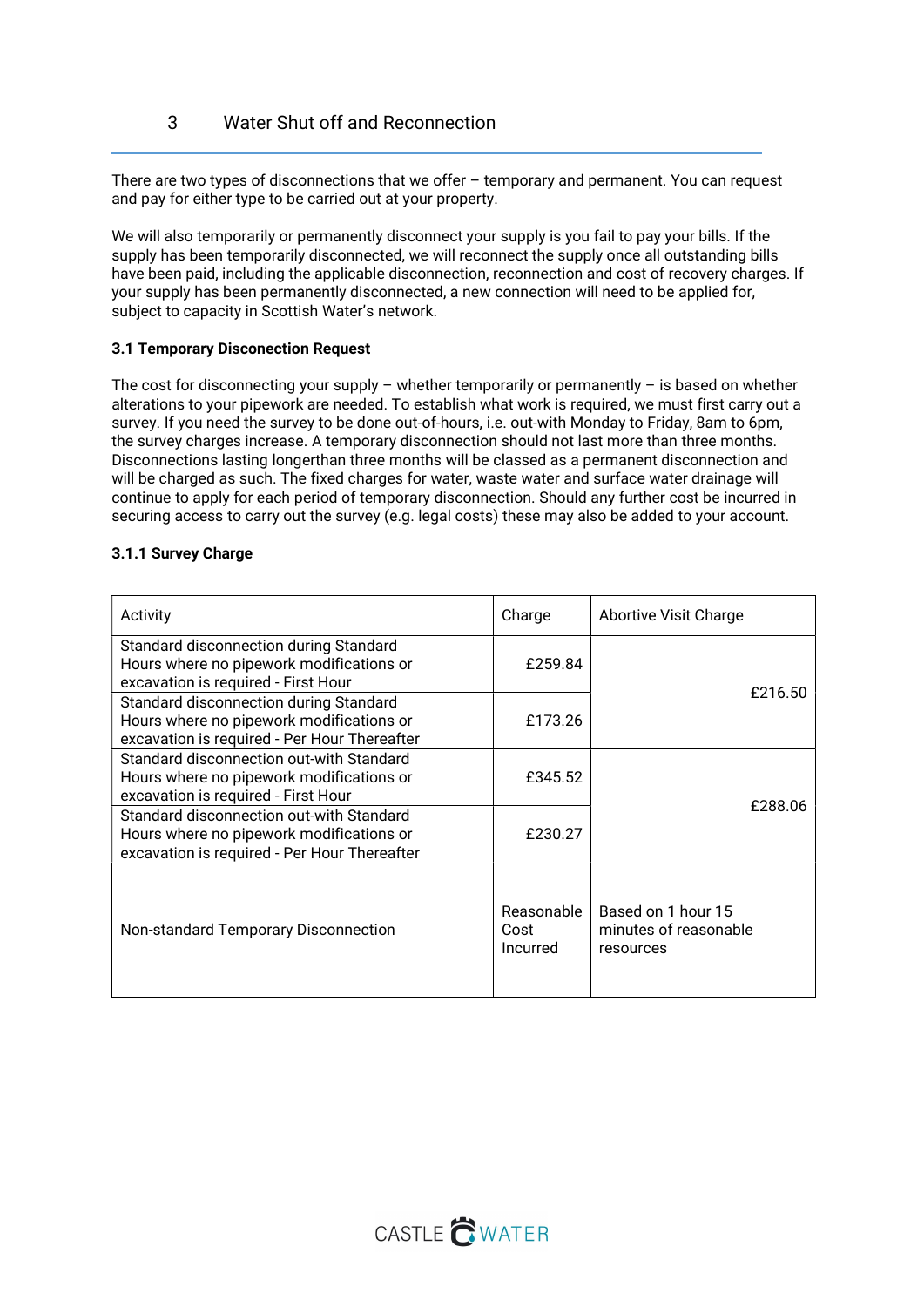## 3 Water Shut off and Reconnection

There are two types of disconnections that we offer – temporary and permanent. You can request and pay for either type to be carried out at your property.

We will also temporarily or permanently disconnect your supply is you fail to pay your bills. If the supply has been temporarily disconnected, we will reconnect the supply once all outstanding bills have been paid, including the applicable disconnection, reconnection and cost of recovery charges. If your supply has been permanently disconnected, a new connection will need to be applied for, subject to capacity in Scottish Water's network.

**3.1 Temporary Disconection Request**

The cost for disconnecting your supply – whether temporarily or permanently – is based on whether alterations to your pipework are needed. To establish what work is required, we must first carry out a survey. If you need the survey to be done out-of-hours, i.e. out-with Monday to Friday, 8am to 6pm, the survey charges increase. A temporary disconnection should not last more than three months. Disconnections lasting longerthan three months will be classed as a permanent disconnection and will be charged as such. The fixed charges for water, waste water and surface water drainage will continue to apply for each period of temporary disconnection. Should any further cost be incurred in securing access to carry out the survey (e.g. legal costs) these may also be added to your account.

**3.1.1 Survey Charge**

| Activity | Charge | Abortive Visit Charge |
|---|---|---|
| Standard disconnection during Standard Hours where no pipework modifications or excavation is required - First Hour | £259.84 | £216.50 |
| Standard disconnection during Standard Hours where no pipework modifications or excavation is required - Per Hour Thereafter | £173.26 | |
| Standard disconnection out-with Standard Hours where no pipework modifications or excavation is required - First Hour | £345.52 | £288.06 |
| Standard disconnection out-with Standard Hours where no pipework modifications or excavation is required - Per Hour Thereafter | £230.27 | |
| Non-standard Temporary Disconnection | Reasonable Cost Incurred | Based on 1 hour 15 minutes of reasonable resources |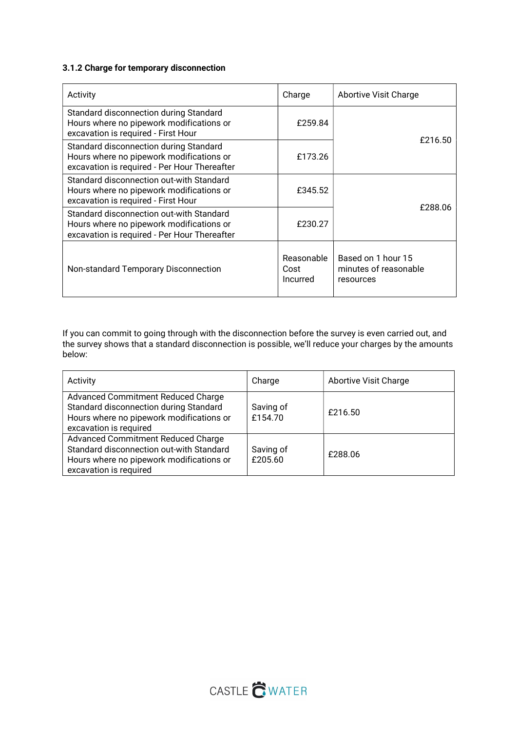### 3.1.2 Charge for temporary disconnection

| Activity | Charge | Abortive Visit Charge |
|---|---|---|
| Standard disconnection during Standard Hours where no pipework modifications or excavation is required - First Hour | £259.84 | £216.50 |
| Standard disconnection during Standard Hours where no pipework modifications or excavation is required - Per Hour Thereafter | £173.26 | |
| Standard disconnection out-with Standard Hours where no pipework modifications or excavation is required - First Hour | £345.52 | £288.06 |
| Standard disconnection out-with Standard Hours where no pipework modifications or excavation is required - Per Hour Thereafter | £230.27 | |
| Non-standard Temporary Disconnection | Reasonable Cost Incurred | Based on 1 hour 15 minutes of reasonable resources |

If you can commit to going through with the disconnection before the survey is even carried out, and the survey shows that a standard disconnection is possible, we'll reduce your charges by the amounts below:

| Activity | Charge | Abortive Visit Charge |
|---|---|---|
| Advanced Commitment Reduced Charge Standard disconnection during Standard Hours where no pipework modifications or excavation is required | Saving of £154.70 | £216.50 |
| Advanced Commitment Reduced Charge Standard disconnection out-with Standard Hours where no pipework modifications or excavation is required | Saving of £205.60 | £288.06 |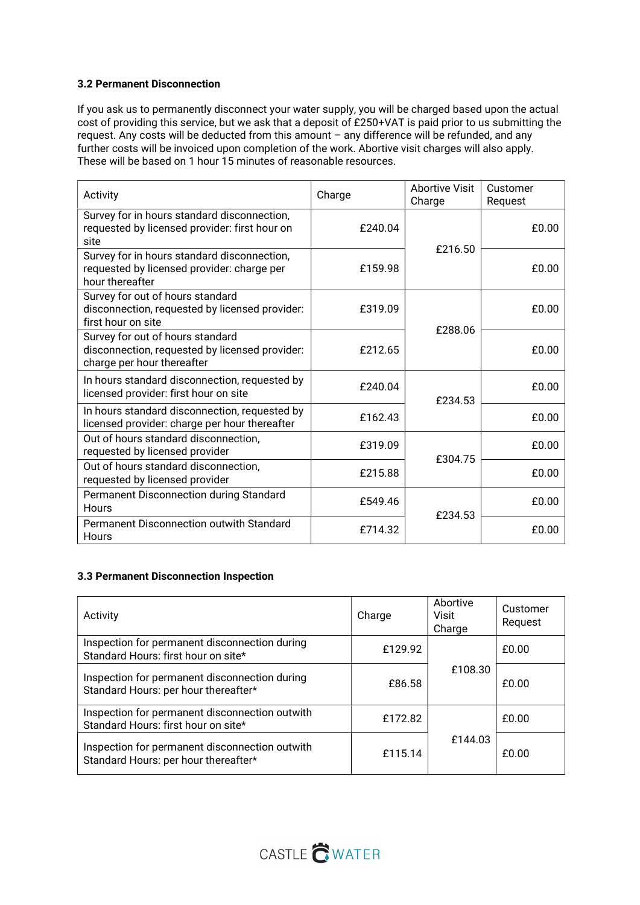**3.2 Permanent Disconnection**

If you ask us to permanently disconnect your water supply, you will be charged based upon the actual cost of providing this service, but we ask that a deposit of £250+VAT is paid prior to us submitting the request. Any costs will be deducted from this amount – any difference will be refunded, and any further costs will be invoiced upon completion of the work. Abortive visit charges will also apply. These will be based on 1 hour 15 minutes of reasonable resources.

| Activity | Charge | Abortive Visit Charge | Customer Request |
|---|---|---|---|
| Survey for in hours standard disconnection, requested by licensed provider: first hour on site | £240.04 | £216.50 | £0.00 |
| Survey for in hours standard disconnection, requested by licensed provider: charge per hour thereafter | £159.98 | | £0.00 |
| Survey for out of hours standard disconnection, requested by licensed provider: first hour on site | £319.09 | £288.06 | £0.00 |
| Survey for out of hours standard disconnection, requested by licensed provider: charge per hour thereafter | £212.65 | | £0.00 |
| In hours standard disconnection, requested by licensed provider: first hour on site | £240.04 | £234.53 | £0.00 |
| In hours standard disconnection, requested by licensed provider: charge per hour thereafter | £162.43 | | £0.00 |
| Out of hours standard disconnection, requested by licensed provider | £319.09 | £304.75 | £0.00 |
| Out of hours standard disconnection, requested by licensed provider | £215.88 | | £0.00 |
| Permanent Disconnection during Standard Hours | £549.46 | £234.53 | £0.00 |
| Permanent Disconnection outwith Standard Hours | £714.32 | | £0.00 |

**3.3 Permanent Disconnection Inspection**

| Activity | Charge | Abortive Visit Charge | Customer Request |
|---|---|---|---|
| Inspection for permanent disconnection during Standard Hours: first hour on site* | £129.92 | £108.30 | £0.00 |
| Inspection for permanent disconnection during Standard Hours: per hour thereafter* | £86.58 | | £0.00 |
| Inspection for permanent disconnection outwith Standard Hours: first hour on site* | £172.82 | £144.03 | £0.00 |
| Inspection for permanent disconnection outwith Standard Hours: per hour thereafter* | £115.14 | | £0.00 |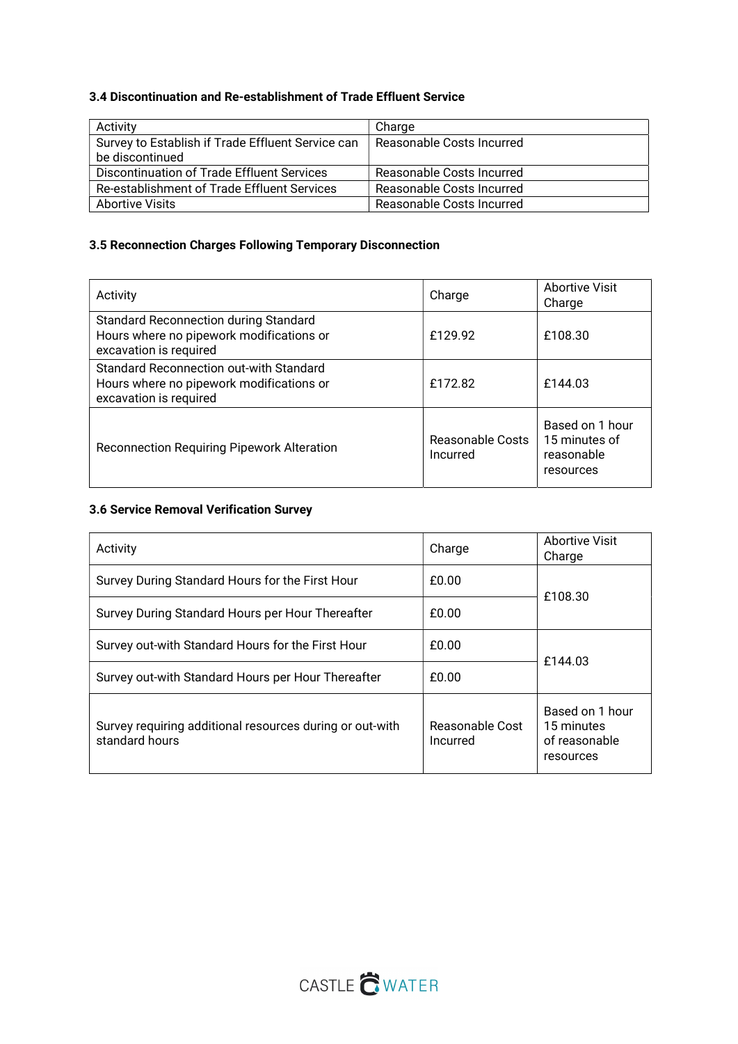### 3.4 Discontinuation and Re-establishment of Trade Effluent Service

| Activity | Charge |
|---|---|
| Survey to Establish if Trade Effluent Service can be discontinued | Reasonable Costs Incurred |
| Discontinuation of Trade Effluent Services | Reasonable Costs Incurred |
| Re-establishment of Trade Effluent Services | Reasonable Costs Incurred |
| Abortive Visits | Reasonable Costs Incurred |

### 3.5 Reconnection Charges Following Temporary Disconnection

| Activity | Charge | Abortive Visit Charge |
|---|---|---|
| Standard Reconnection during Standard Hours where no pipework modifications or excavation is required | £129.92 | £108.30 |
| Standard Reconnection out-with Standard Hours where no pipework modifications or excavation is required | £172.82 | £144.03 |
| Reconnection Requiring Pipework Alteration | Reasonable Costs Incurred | Based on 1 hour 15 minutes of reasonable resources |

### 3.6 Service Removal Verification Survey

| Activity | Charge | Abortive Visit Charge |
|---|---|---|
| Survey During Standard Hours for the First Hour | £0.00 | £108.30 |
| Survey During Standard Hours per Hour Thereafter | £0.00 | |
| Survey out-with Standard Hours for the First Hour | £0.00 | £144.03 |
| Survey out-with Standard Hours per Hour Thereafter | £0.00 | |
| Survey requiring additional resources during or out-with standard hours | Reasonable Cost Incurred | Based on 1 hour 15 minutes of reasonable resources |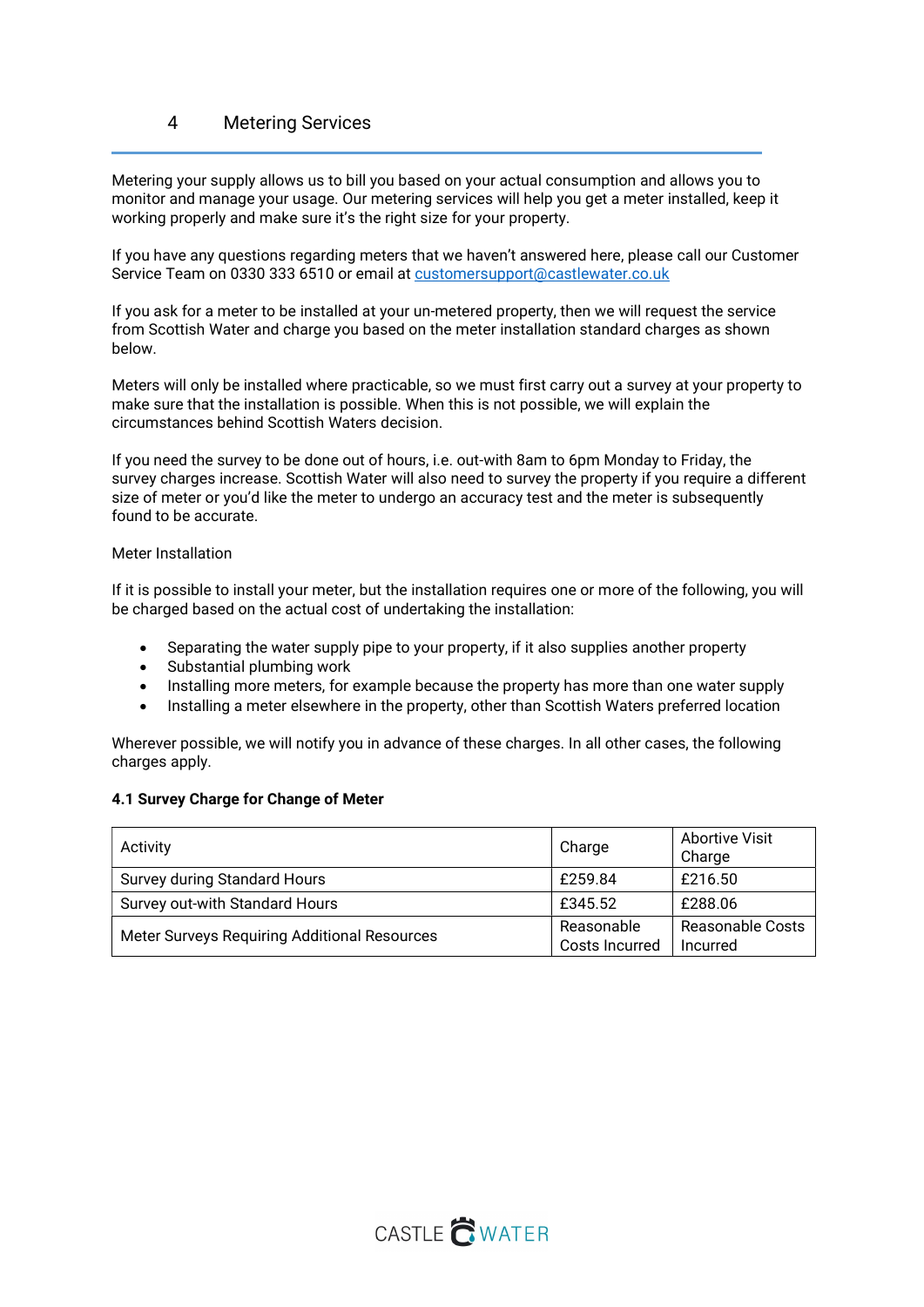# 4 Metering Services

Metering your supply allows us to bill you based on your actual consumption and allows you to monitor and manage your usage. Our metering services will help you get a meter installed, keep it working properly and make sure it's the right size for your property.

If you have any questions regarding meters that we haven't answered here, please call our Customer Service Team on 0330 333 6510 or email at customersupport@castlewater.co.uk

If you ask for a meter to be installed at your un-metered property, then we will request the service from Scottish Water and charge you based on the meter installation standard charges as shown below.

Meters will only be installed where practicable, so we must first carry out a survey at your property to make sure that the installation is possible. When this is not possible, we will explain the circumstances behind Scottish Waters decision.

If you need the survey to be done out of hours, i.e. out-with 8am to 6pm Monday to Friday, the survey charges increase. Scottish Water will also need to survey the property if you require a different size of meter or you'd like the meter to undergo an accuracy test and the meter is subsequently found to be accurate.

Meter Installation

If it is possible to install your meter, but the installation requires one or more of the following, you will be charged based on the actual cost of undertaking the installation:

- Separating the water supply pipe to your property, if it also supplies another property
- Substantial plumbing work
- Installing more meters, for example because the property has more than one water supply
- Installing a meter elsewhere in the property, other than Scottish Waters preferred location

Wherever possible, we will notify you in advance of these charges. In all other cases, the following charges apply.

**4.1 Survey Charge for Change of Meter**

| Activity | Charge | Abortive Visit Charge |
|---|---|---|
| Survey during Standard Hours | £259.84 | £216.50 |
| Survey out-with Standard Hours | £345.52 | £288.06 |
| Meter Surveys Requiring Additional Resources | Reasonable Costs Incurred | Reasonable Costs Incurred |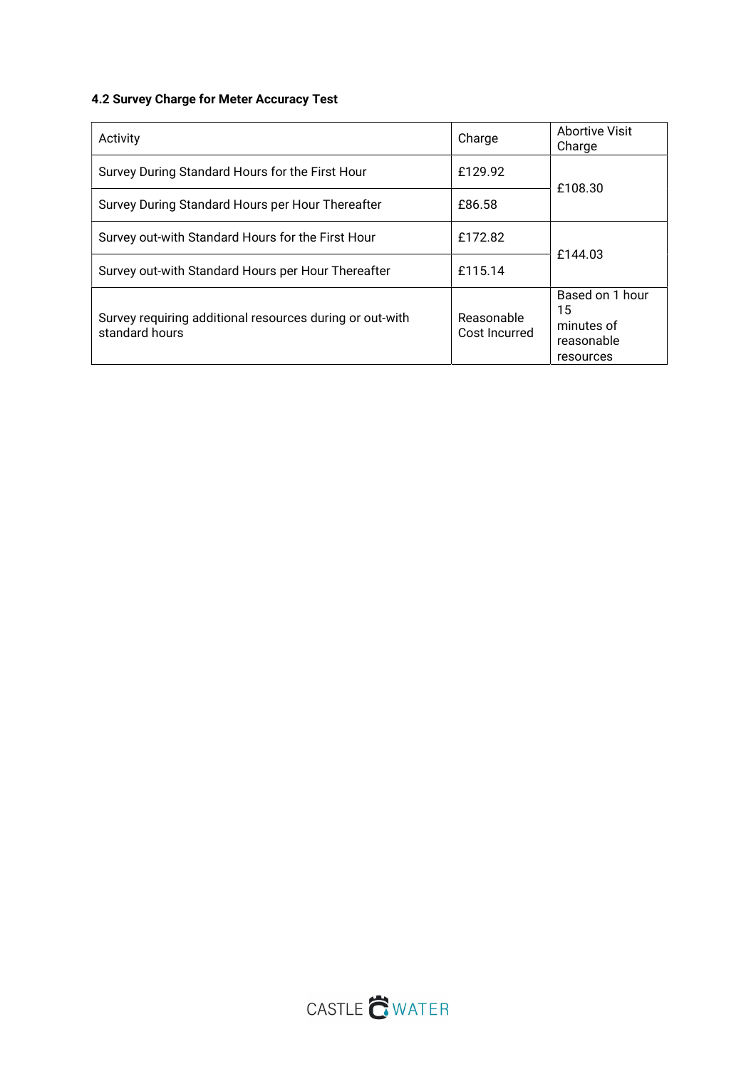**4.2 Survey Charge for Meter Accuracy Test**

| Activity | Charge | Abortive Visit Charge |
| --- | --- | --- |
| Survey During Standard Hours for the First Hour | £129.92 | £108.30 |
| Survey During Standard Hours per Hour Thereafter | £86.58 | |
| Survey out-with Standard Hours for the First Hour | £172.82 | £144.03 |
| Survey out-with Standard Hours per Hour Thereafter | £115.14 | |
| Survey requiring additional resources during or out-with standard hours | Reasonable Cost Incurred | Based on 1 hour 15 minutes of reasonable resources |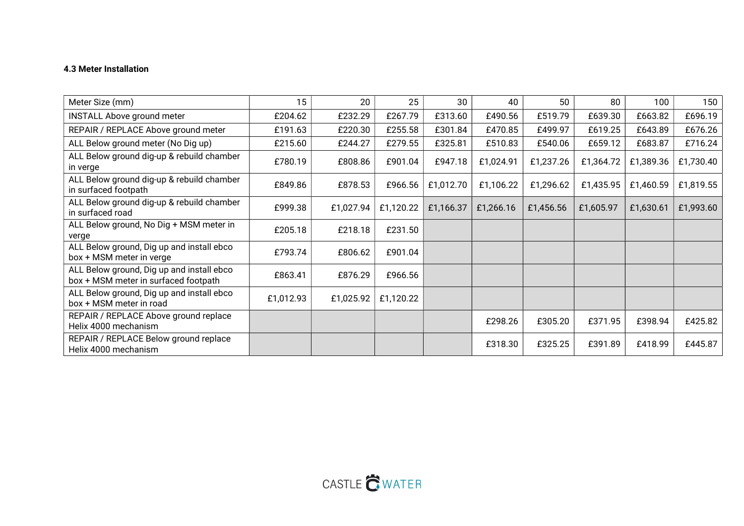#### 4.3 Meter Installation

| Meter Size (mm) | 15 | 20 | 25 | 30 | 40 | 50 | 80 | 100 | 150 |
|---|---|---|---|---|---|---|---|---|---|
| INSTALL Above ground meter | £204.62 | £232.29 | £267.79 | £313.60 | £490.56 | £519.79 | £639.30 | £663.82 | £696.19 |
| REPAIR / REPLACE Above ground meter | £191.63 | £220.30 | £255.58 | £301.84 | £470.85 | £499.97 | £619.25 | £643.89 | £676.26 |
| ALL Below ground meter (No Dig up) | £215.60 | £244.27 | £279.55 | £325.81 | £510.83 | £540.06 | £659.12 | £683.87 | £716.24 |
| ALL Below ground dig-up & rebuild chamber in verge | £780.19 | £808.86 | £901.04 | £947.18 | £1,024.91 | £1,237.26 | £1,364.72 | £1,389.36 | £1,730.40 |
| ALL Below ground dig-up & rebuild chamber in surfaced footpath | £849.86 | £878.53 | £966.56 | £1,012.70 | £1,106.22 | £1,296.62 | £1,435.95 | £1,460.59 | £1,819.55 |
| ALL Below ground dig-up & rebuild chamber in surfaced road | £999.38 | £1,027.94 | £1,120.22 | £1,166.37 | £1,266.16 | £1,456.56 | £1,605.97 | £1,630.61 | £1,993.60 |
| ALL Below ground, No Dig + MSM meter in verge | £205.18 | £218.18 | £231.50 | | | | | | |
| ALL Below ground, Dig up and install ebco box + MSM meter in verge | £793.74 | £806.62 | £901.04 | | | | | | |
| ALL Below ground, Dig up and install ebco box + MSM meter in surfaced footpath | £863.41 | £876.29 | £966.56 | | | | | | |
| ALL Below ground, Dig up and install ebco box + MSM meter in road | £1,012.93 | £1,025.92 | £1,120.22 | | | | | | |
| REPAIR / REPLACE Above ground replace Helix 4000 mechanism | | | | | £298.26 | £305.20 | £371.95 | £398.94 | £425.82 |
| REPAIR / REPLACE Below ground replace Helix 4000 mechanism | | | | | £318.30 | £325.25 | £391.89 | £418.99 | £445.87 |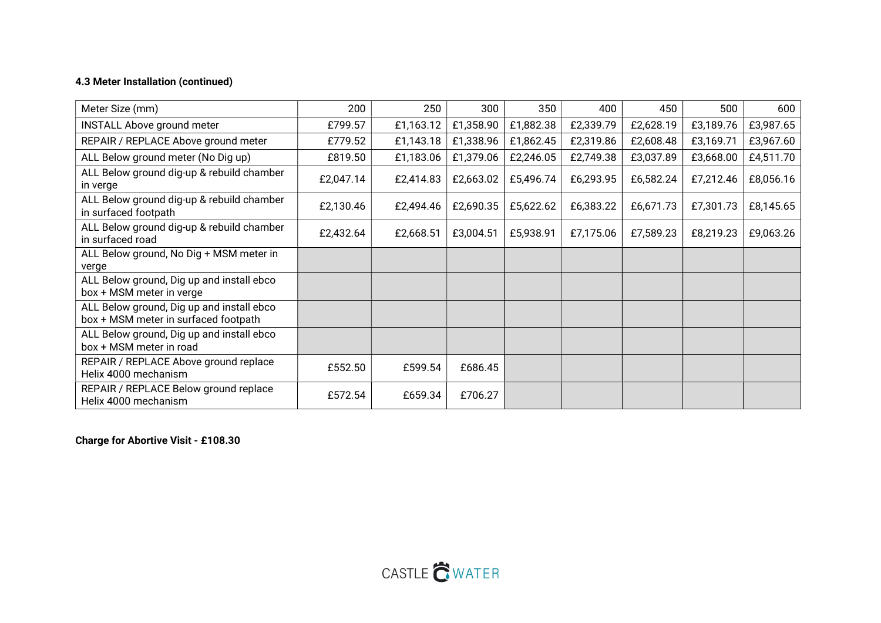#### 4.3 Meter Installation (continued)

| Meter Size (mm) | 200 | 250 | 300 | 350 | 400 | 450 | 500 | 600 |
|---|---|---|---|---|---|---|---|---|
| INSTALL Above ground meter | £799.57 | £1,163.12 | £1,358.90 | £1,882.38 | £2,339.79 | £2,628.19 | £3,189.76 | £3,987.65 |
| REPAIR / REPLACE Above ground meter | £779.52 | £1,143.18 | £1,338.96 | £1,862.45 | £2,319.86 | £2,608.48 | £3,169.71 | £3,967.60 |
| ALL Below ground meter (No Dig up) | £819.50 | £1,183.06 | £1,379.06 | £2,246.05 | £2,749.38 | £3,037.89 | £3,668.00 | £4,511.70 |
| ALL Below ground dig-up & rebuild chamber in verge | £2,047.14 | £2,414.83 | £2,663.02 | £5,496.74 | £6,293.95 | £6,582.24 | £7,212.46 | £8,056.16 |
| ALL Below ground dig-up & rebuild chamber in surfaced footpath | £2,130.46 | £2,494.46 | £2,690.35 | £5,622.62 | £6,383.22 | £6,671.73 | £7,301.73 | £8,145.65 |
| ALL Below ground dig-up & rebuild chamber in surfaced road | £2,432.64 | £2,668.51 | £3,004.51 | £5,938.91 | £7,175.06 | £7,589.23 | £8,219.23 | £9,063.26 |
| ALL Below ground, No Dig + MSM meter in verge | | | | | | | | |
| ALL Below ground, Dig up and install ebco box + MSM meter in verge | | | | | | | | |
| ALL Below ground, Dig up and install ebco box + MSM meter in surfaced footpath | | | | | | | | |
| ALL Below ground, Dig up and install ebco box + MSM meter in road | | | | | | | | |
| REPAIR / REPLACE Above ground replace Helix 4000 mechanism | £552.50 | £599.54 | £686.45 | | | | | |
| REPAIR / REPLACE Below ground replace Helix 4000 mechanism | £572.54 | £659.34 | £706.27 | | | | | |

**Charge for Abortive Visit - £108.30**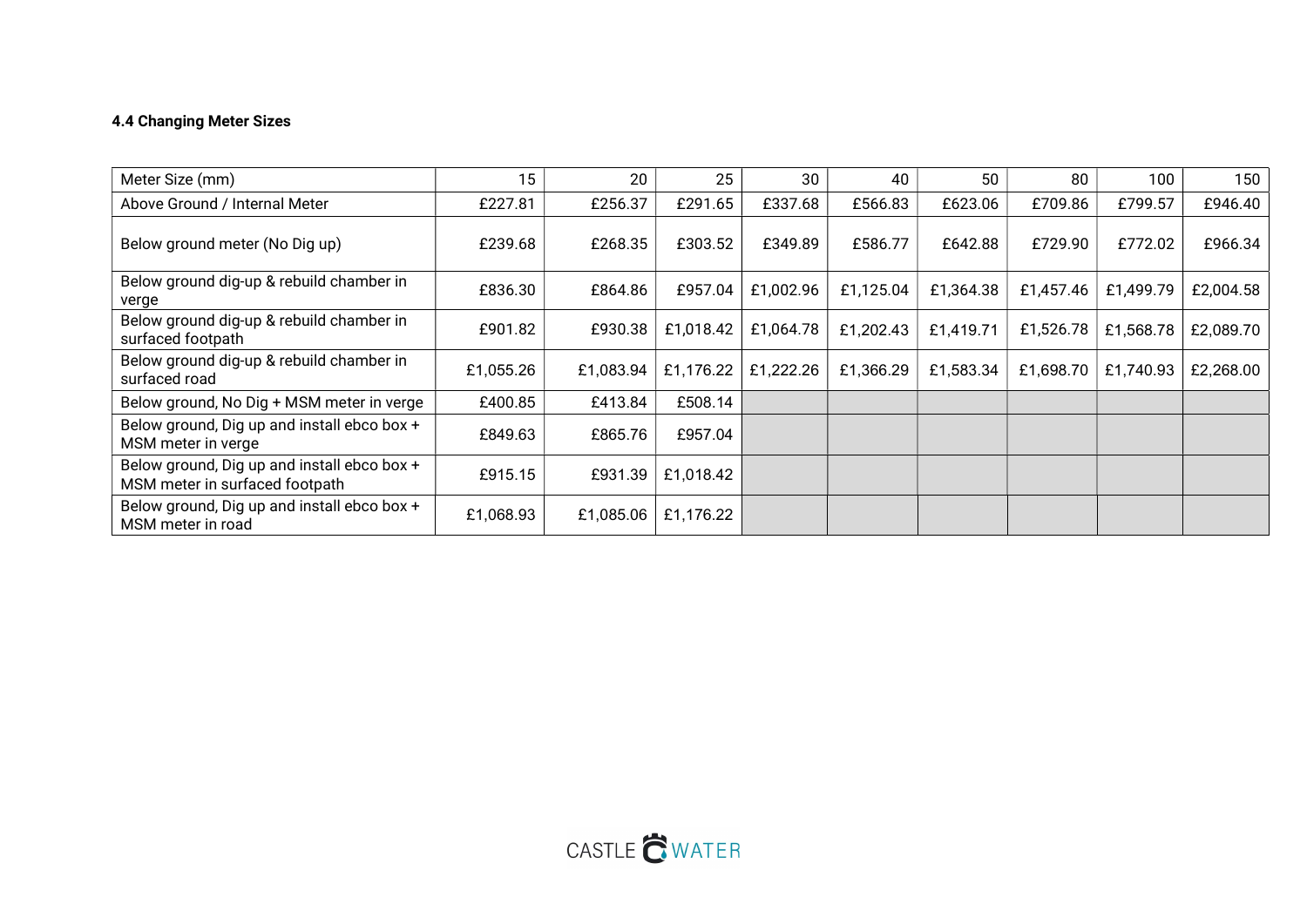#### 4.4 Changing Meter Sizes

| Meter Size (mm) | 15 | 20 | 25 | 30 | 40 | 50 | 80 | 100 | 150 |
|---|---|---|---|---|---|---|---|---|---|
| Above Ground / Internal Meter | £227.81 | £256.37 | £291.65 | £337.68 | £566.83 | £623.06 | £709.86 | £799.57 | £946.40 |
| Below ground meter (No Dig up) | £239.68 | £268.35 | £303.52 | £349.89 | £586.77 | £642.88 | £729.90 | £772.02 | £966.34 |
| Below ground dig-up & rebuild chamber in verge | £836.30 | £864.86 | £957.04 | £1,002.96 | £1,125.04 | £1,364.38 | £1,457.46 | £1,499.79 | £2,004.58 |
| Below ground dig-up & rebuild chamber in surfaced footpath | £901.82 | £930.38 | £1,018.42 | £1,064.78 | £1,202.43 | £1,419.71 | £1,526.78 | £1,568.78 | £2,089.70 |
| Below ground dig-up & rebuild chamber in surfaced road | £1,055.26 | £1,083.94 | £1,176.22 | £1,222.26 | £1,366.29 | £1,583.34 | £1,698.70 | £1,740.93 | £2,268.00 |
| Below ground, No Dig + MSM meter in verge | £400.85 | £413.84 | £508.14 | | | | | | |
| Below ground, Dig up and install ebco box + MSM meter in verge | £849.63 | £865.76 | £957.04 | | | | | | |
| Below ground, Dig up and install ebco box + MSM meter in surfaced footpath | £915.15 | £931.39 | £1,018.42 | | | | | | |
| Below ground, Dig up and install ebco box + MSM meter in road | £1,068.93 | £1,085.06 | £1,176.22 | | | | | | |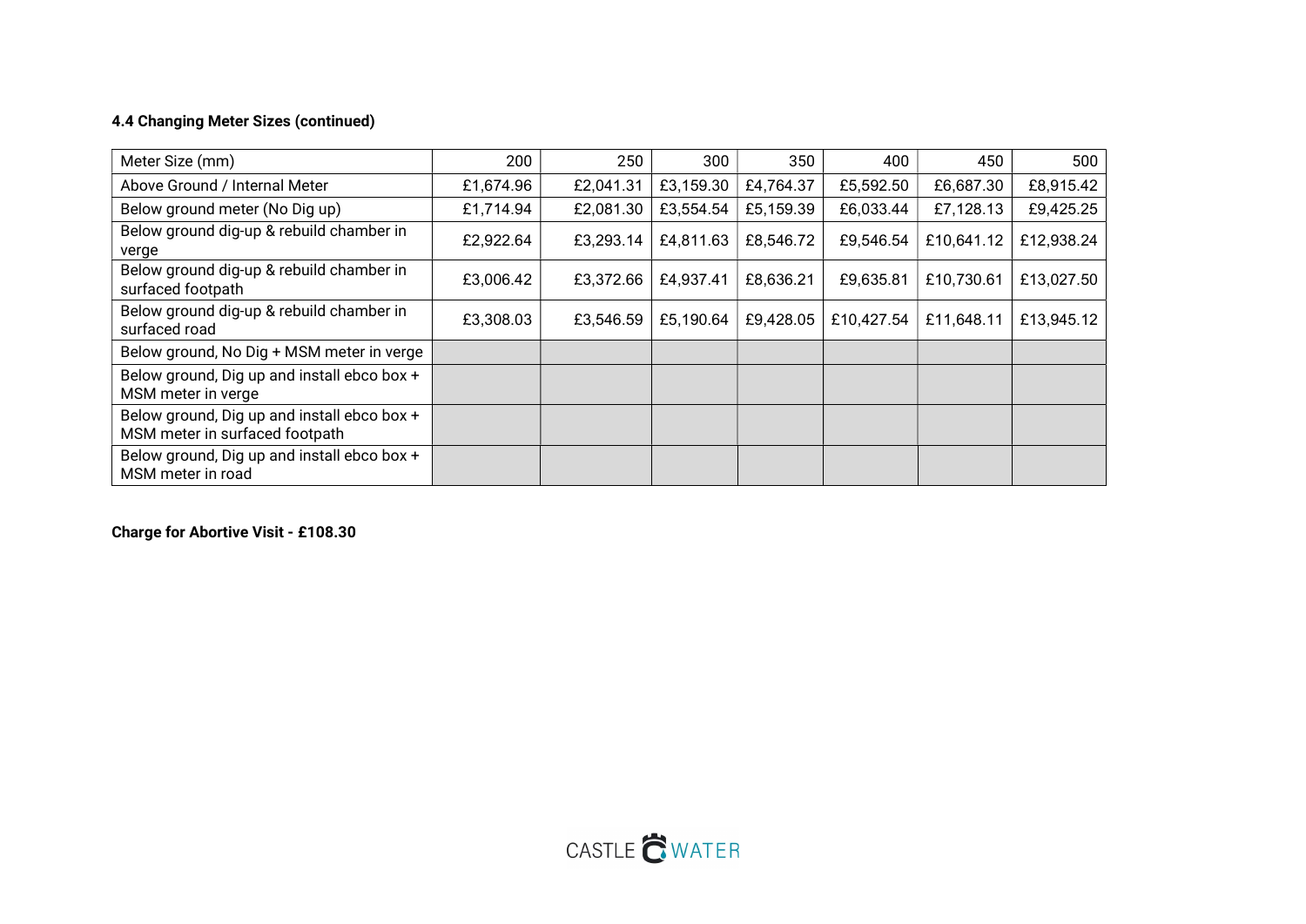#### 4.4 Changing Meter Sizes (continued)

| Meter Size (mm) | 200 | 250 | 300 | 350 | 400 | 450 | 500 |
|---|---|---|---|---|---|---|---|
| Above Ground / Internal Meter | £1,674.96 | £2,041.31 | £3,159.30 | £4,764.37 | £5,592.50 | £6,687.30 | £8,915.42 |
| Below ground meter (No Dig up) | £1,714.94 | £2,081.30 | £3,554.54 | £5,159.39 | £6,033.44 | £7,128.13 | £9,425.25 |
| Below ground dig-up & rebuild chamber in verge | £2,922.64 | £3,293.14 | £4,811.63 | £8,546.72 | £9,546.54 | £10,641.12 | £12,938.24 |
| Below ground dig-up & rebuild chamber in surfaced footpath | £3,006.42 | £3,372.66 | £4,937.41 | £8,636.21 | £9,635.81 | £10,730.61 | £13,027.50 |
| Below ground dig-up & rebuild chamber in surfaced road | £3,308.03 | £3,546.59 | £5,190.64 | £9,428.05 | £10,427.54 | £11,648.11 | £13,945.12 |
| Below ground, No Dig + MSM meter in verge | | | | | | | |
| Below ground, Dig up and install ebco box + MSM meter in verge | | | | | | | |
| Below ground, Dig up and install ebco box + MSM meter in surfaced footpath | | | | | | | |
| Below ground, Dig up and install ebco box + MSM meter in road | | | | | | | |

**Charge for Abortive Visit - £108.30**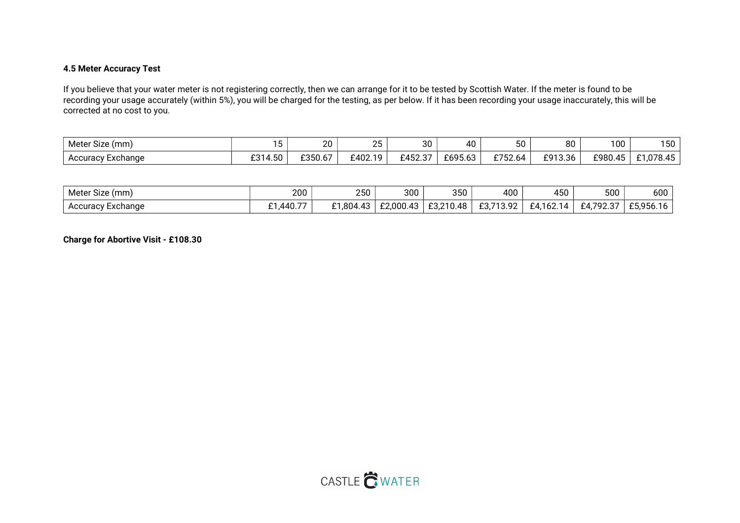#### 4.5 Meter Accuracy Test

If you believe that your water meter is not registering correctly, then we can arrange for it to be tested by Scottish Water. If the meter is found to be recording your usage accurately (within 5%), you will be charged for the testing, as per below. If it has been recording your usage inaccurately, this will be corrected at no cost to you.

| Meter Size (mm) | 15 | 20 | 25 | 30 | 40 | 50 | 80 | 100 | 150 |
|---|---|---|---|---|---|---|---|---|---|
| Accuracy Exchange | £314.50 | £350.67 | £402.19 | £452.37 | £695.63 | £752.64 | £913.36 | £980.45 | £1,078.45 |

| Meter Size (mm) | 200 | 250 | 300 | 350 | 400 | 450 | 500 | 600 |
|---|---|---|---|---|---|---|---|---|
| Accuracy Exchange | £1,440.77 | £1,804.43 | £2,000.43 | £3,210.48 | £3,713.92 | £4,162.14 | £4,792.37 | £5,956.16 |

**Charge for Abortive Visit - £108.30**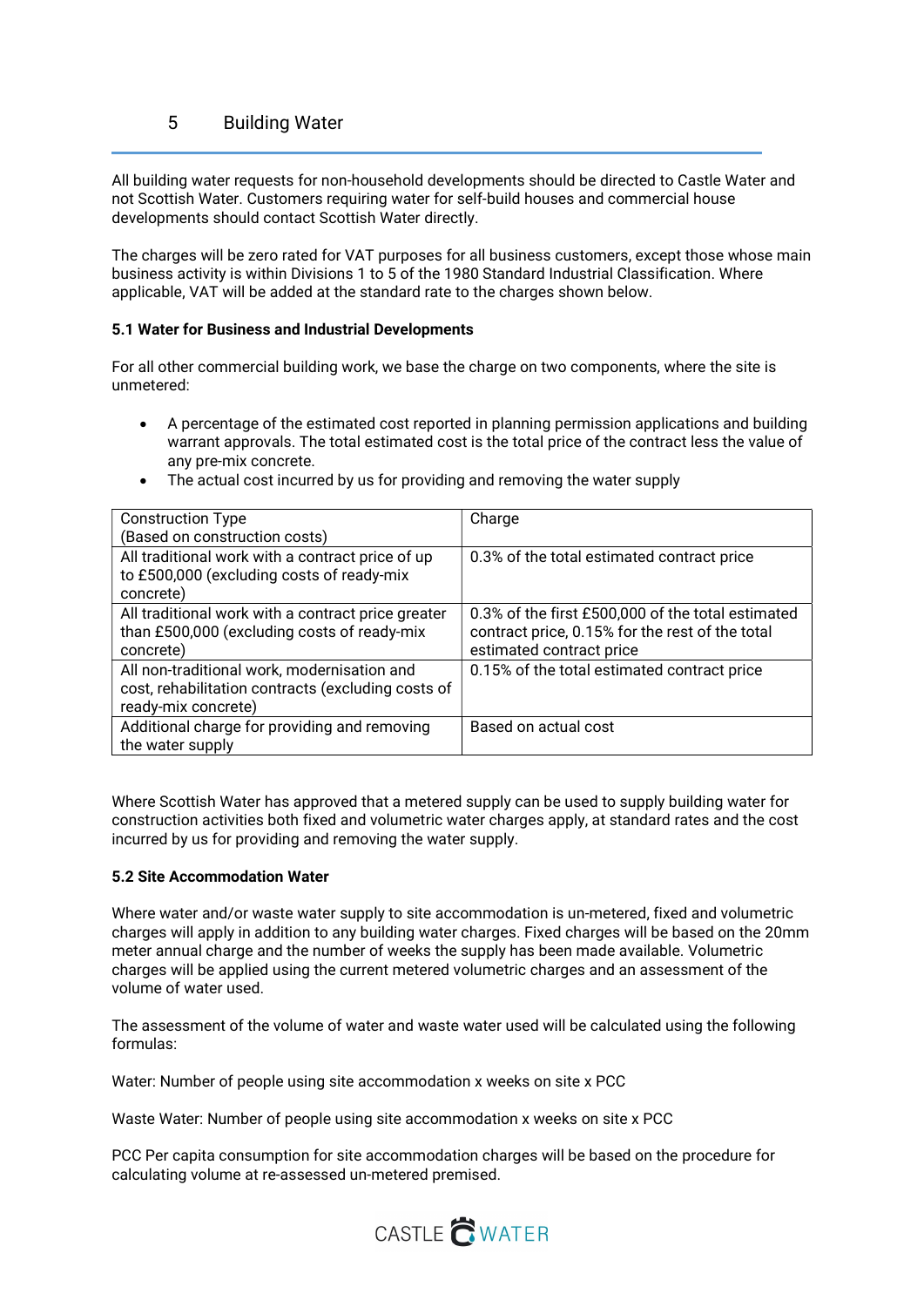# 5 Building Water

All building water requests for non-household developments should be directed to Castle Water and not Scottish Water. Customers requiring water for self-build houses and commercial house developments should contact Scottish Water directly.

The charges will be zero rated for VAT purposes for all business customers, except those whose main business activity is within Divisions 1 to 5 of the 1980 Standard Industrial Classification. Where applicable, VAT will be added at the standard rate to the charges shown below.

**5.1 Water for Business and Industrial Developments**

For all other commercial building work, we base the charge on two components, where the site is unmetered:

- A percentage of the estimated cost reported in planning permission applications and building warrant approvals. The total estimated cost is the total price of the contract less the value of any pre-mix concrete.
- The actual cost incurred by us for providing and removing the water supply

| Construction Type (Based on construction costs) | Charge |
|---|---|
| All traditional work with a contract price of up to £500,000 (excluding costs of ready-mix concrete) | 0.3% of the total estimated contract price |
| All traditional work with a contract price greater than £500,000 (excluding costs of ready-mix concrete) | 0.3% of the first £500,000 of the total estimated contract price, 0.15% for the rest of the total estimated contract price |
| All non-traditional work, modernisation and cost, rehabilitation contracts (excluding costs of ready-mix concrete) | 0.15% of the total estimated contract price |
| Additional charge for providing and removing the water supply | Based on actual cost |

Where Scottish Water has approved that a metered supply can be used to supply building water for construction activities both fixed and volumetric water charges apply, at standard rates and the cost incurred by us for providing and removing the water supply.

**5.2 Site Accommodation Water**

Where water and/or waste water supply to site accommodation is un-metered, fixed and volumetric charges will apply in addition to any building water charges. Fixed charges will be based on the 20mm meter annual charge and the number of weeks the supply has been made available. Volumetric charges will be applied using the current metered volumetric charges and an assessment of the volume of water used.

The assessment of the volume of water and waste water used will be calculated using the following formulas:

Water: Number of people using site accommodation x weeks on site x PCC

Waste Water: Number of people using site accommodation x weeks on site x PCC

PCC Per capita consumption for site accommodation charges will be based on the procedure for calculating volume at re-assessed un-metered premised.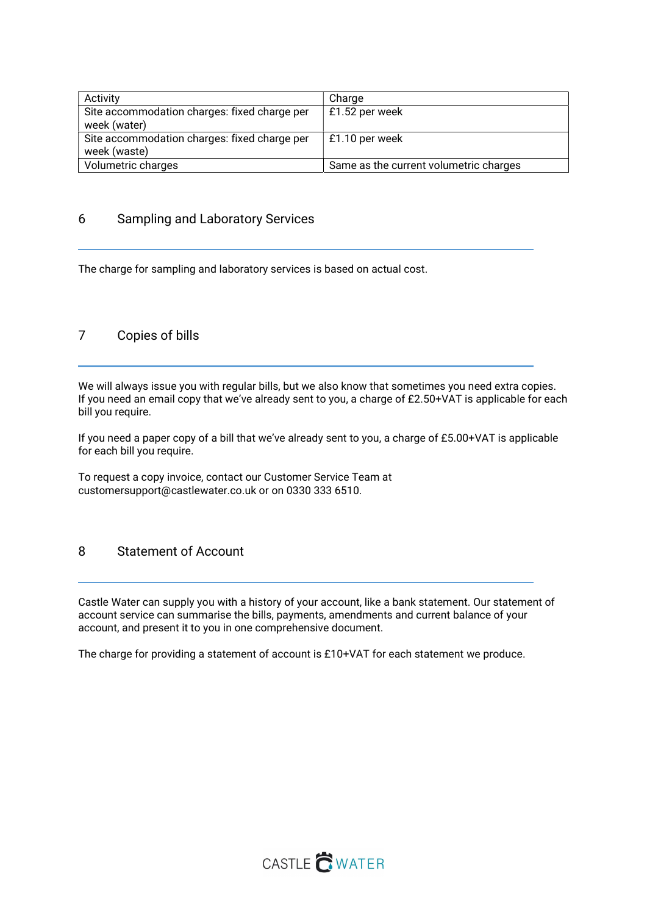| Activity | Charge |
|---|---|
| Site accommodation charges: fixed charge per week (water) | £1.52 per week |
| Site accommodation charges: fixed charge per week (waste) | £1.10 per week |
| Volumetric charges | Same as the current volumetric charges |

## 6 Sampling and Laboratory Services

The charge for sampling and laboratory services is based on actual cost.

## 7 Copies of bills

We will always issue you with regular bills, but we also know that sometimes you need extra copies. If you need an email copy that we've already sent to you, a charge of £2.50+VAT is applicable for each bill you require.

If you need a paper copy of a bill that we've already sent to you, a charge of £5.00+VAT is applicable for each bill you require.

To request a copy invoice, contact our Customer Service Team at customersupport@castlewater.co.uk or on 0330 333 6510.

## 8 Statement of Account

Castle Water can supply you with a history of your account, like a bank statement. Our statement of account service can summarise the bills, payments, amendments and current balance of your account, and present it to you in one comprehensive document.

The charge for providing a statement of account is £10+VAT for each statement we produce.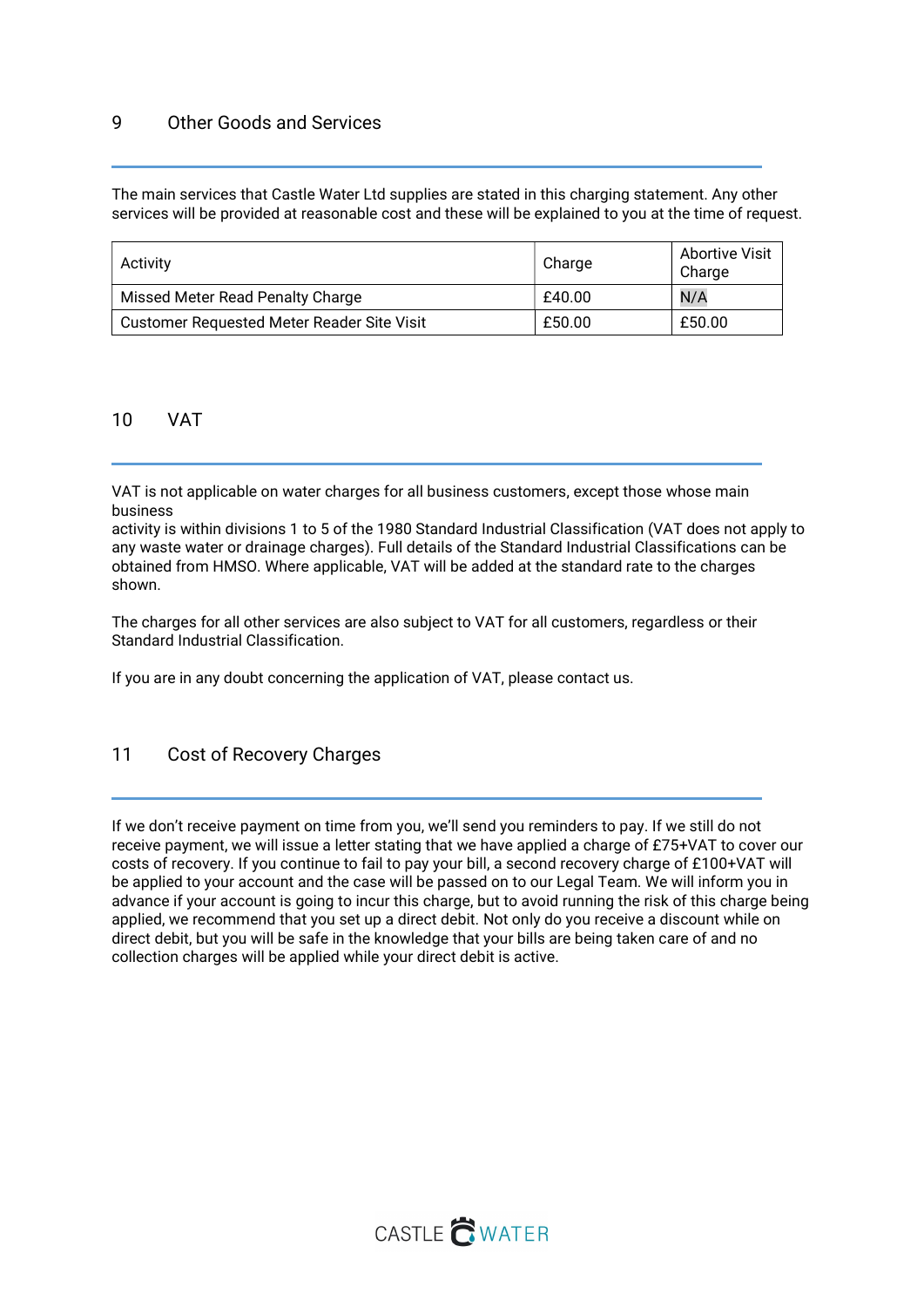## 9 Other Goods and Services

The main services that Castle Water Ltd supplies are stated in this charging statement. Any other services will be provided at reasonable cost and these will be explained to you at the time of request.

| Activity | Charge | Abortive Visit Charge |
|---|---|---|
| Missed Meter Read Penalty Charge | £40.00 | N/A |
| Customer Requested Meter Reader Site Visit | £50.00 | £50.00 |

## 10 VAT

VAT is not applicable on water charges for all business customers, except those whose main business activity is within divisions 1 to 5 of the 1980 Standard Industrial Classification (VAT does not apply to any waste water or drainage charges). Full details of the Standard Industrial Classifications can be obtained from HMSO. Where applicable, VAT will be added at the standard rate to the charges shown.

The charges for all other services are also subject to VAT for all customers, regardless or their Standard Industrial Classification.

If you are in any doubt concerning the application of VAT, please contact us.

## 11 Cost of Recovery Charges

If we don't receive payment on time from you, we'll send you reminders to pay. If we still do not receive payment, we will issue a letter stating that we have applied a charge of £75+VAT to cover our costs of recovery. If you continue to fail to pay your bill, a second recovery charge of £100+VAT will be applied to your account and the case will be passed on to our Legal Team. We will inform you in advance if your account is going to incur this charge, but to avoid running the risk of this charge being applied, we recommend that you set up a direct debit. Not only do you receive a discount while on direct debit, but you will be safe in the knowledge that your bills are being taken care of and no collection charges will be applied while your direct debit is active.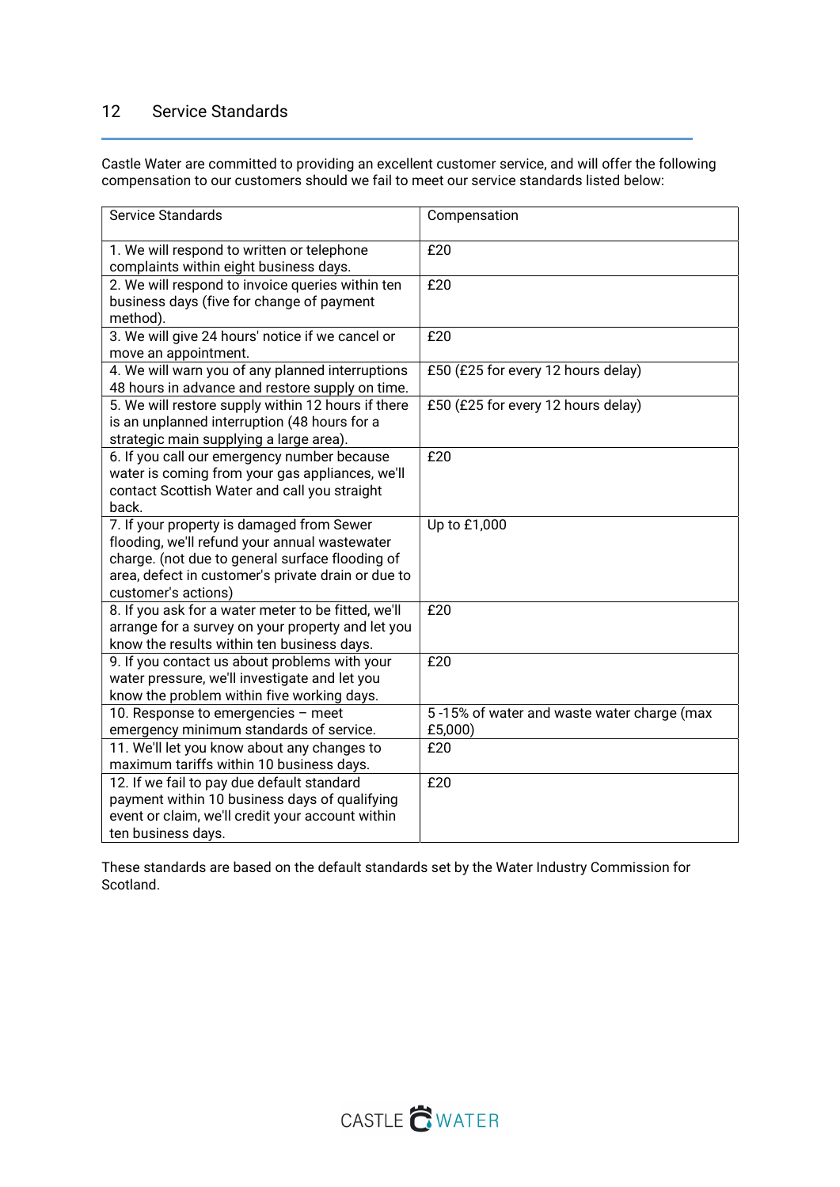## 12 Service Standards

Castle Water are committed to providing an excellent customer service, and will offer the following compensation to our customers should we fail to meet our service standards listed below:

| Service Standards | Compensation |
|---|---|
| 1. We will respond to written or telephone complaints within eight business days. | £20 |
| 2. We will respond to invoice queries within ten business days (five for change of payment method). | £20 |
| 3. We will give 24 hours' notice if we cancel or move an appointment. | £20 |
| 4. We will warn you of any planned interruptions 48 hours in advance and restore supply on time. | £50 (£25 for every 12 hours delay) |
| 5. We will restore supply within 12 hours if there is an unplanned interruption (48 hours for a strategic main supplying a large area). | £50 (£25 for every 12 hours delay) |
| 6. If you call our emergency number because water is coming from your gas appliances, we'll contact Scottish Water and call you straight back. | £20 |
| 7. If your property is damaged from Sewer flooding, we'll refund your annual wastewater charge. (not due to general surface flooding of area, defect in customer's private drain or due to customer's actions) | Up to £1,000 |
| 8. If you ask for a water meter to be fitted, we'll arrange for a survey on your property and let you know the results within ten business days. | £20 |
| 9. If you contact us about problems with your water pressure, we'll investigate and let you know the problem within five working days. | £20 |
| 10. Response to emergencies – meet emergency minimum standards of service. | 5 -15% of water and waste water charge (max £5,000) |
| 11. We'll let you know about any changes to maximum tariffs within 10 business days. | £20 |
| 12. If we fail to pay due default standard payment within 10 business days of qualifying event or claim, we'll credit your account within ten business days. | £20 |

These standards are based on the default standards set by the Water Industry Commission for Scotland.